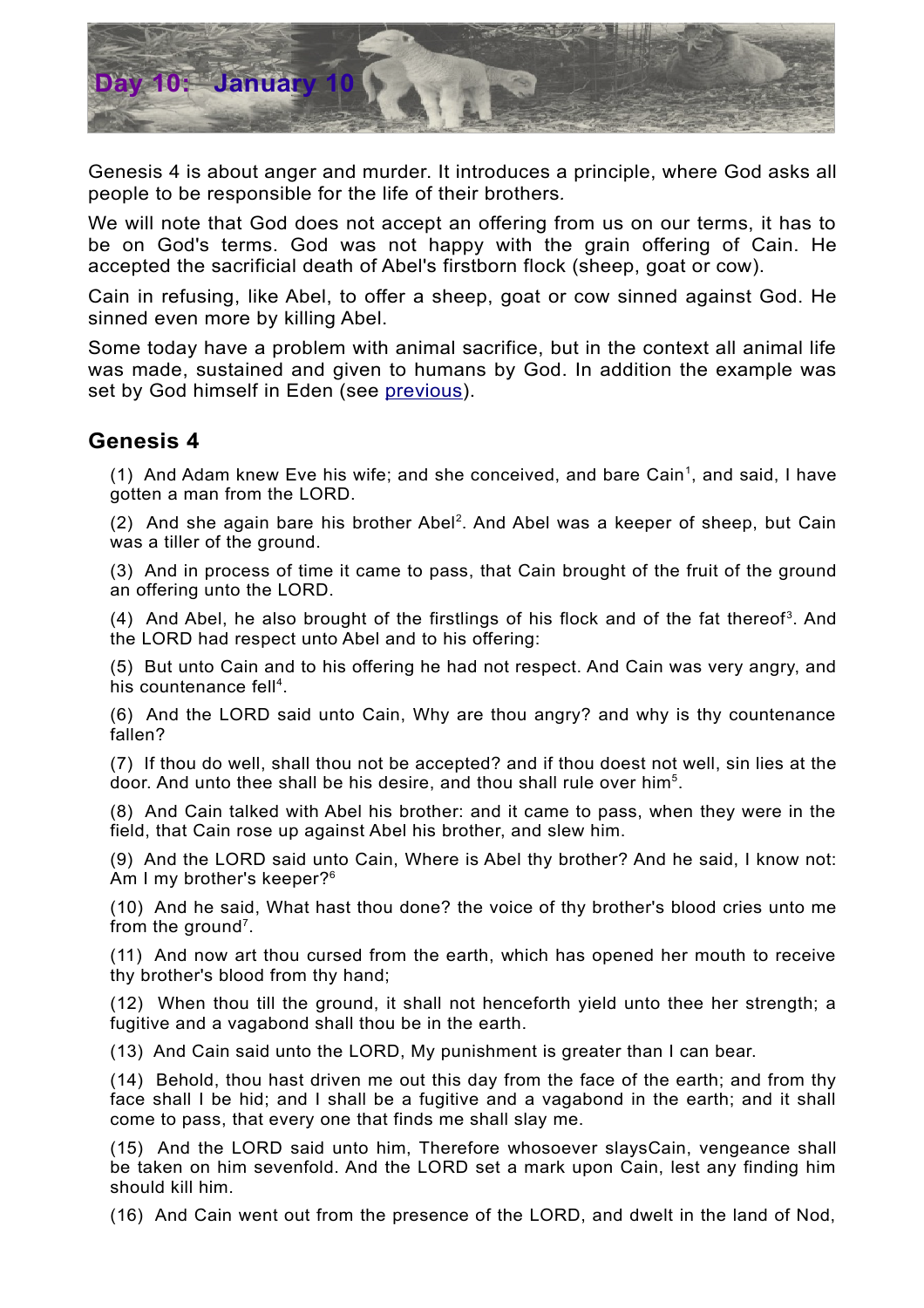# Day 10: January 10

Genesis 4 is about anger and murder. It introduces a principle, where God asks all people to be responsible for the life of their brothers.

We will note that God does not accept an offering from us on our terms, it has to be on God's terms. God was not happy with the grain offering of Cain. He accepted the sacrificial death of Abel's firstborn flock (sheep, goat or cow).

Cain in refusing, like Abel, to offer a sheep, goat or cow sinned against God. He sinned even more by killing Abel.

Some today have a problem with animal sacrifice, but in the context all animal life was made, sustained and given to humans by God. In addition the example was set by God himself in Eden (see previous).

## Genesis 4

(1) And Adam knew Eve his wife; and she conceived, and bare Cain[1], and said, I have gotten a man from the LORD.

(2) And she again bare his brother Abel[2]. And Abel was a keeper of sheep, but Cain was a tiller of the ground.

(3) And in process of time it came to pass, that Cain brought of the fruit of the ground an offering unto the LORD.

(4) And Abel, he also brought of the firstlings of his flock and of the fat thereof[3]. And the LORD had respect unto Abel and to his offering:

(5) But unto Cain and to his offering he had not respect. And Cain was very angry, and his countenance fell[4].

(6) And the LORD said unto Cain, Why are thou angry? and why is thy countenance fallen?

(7) If thou do well, shall thou not be accepted? and if thou doest not well, sin lies at the door. And unto thee shall be his desire, and thou shall rule over him[5].

(8) And Cain talked with Abel his brother: and it came to pass, when they were in the field, that Cain rose up against Abel his brother, and slew him.

(9) And the LORD said unto Cain, Where is Abel thy brother? And he said, I know not: Am I my brother's keeper?[6]

(10) And he said, What hast thou done? the voice of thy brother's blood cries unto me from the ground[7].

(11) And now art thou cursed from the earth, which has opened her mouth to receive thy brother's blood from thy hand;

(12) When thou till the ground, it shall not henceforth yield unto thee her strength; a fugitive and a vagabond shall thou be in the earth.

(13) And Cain said unto the LORD, My punishment is greater than I can bear.

(14) Behold, thou hast driven me out this day from the face of the earth; and from thy face shall I be hid; and I shall be a fugitive and a vagabond in the earth; and it shall come to pass, that every one that finds me shall slay me.

(15) And the LORD said unto him, Therefore whosoever slaysCain, vengeance shall be taken on him sevenfold. And the LORD set a mark upon Cain, lest any finding him should kill him.

(16) And Cain went out from the presence of the LORD, and dwelt in the land of Nod,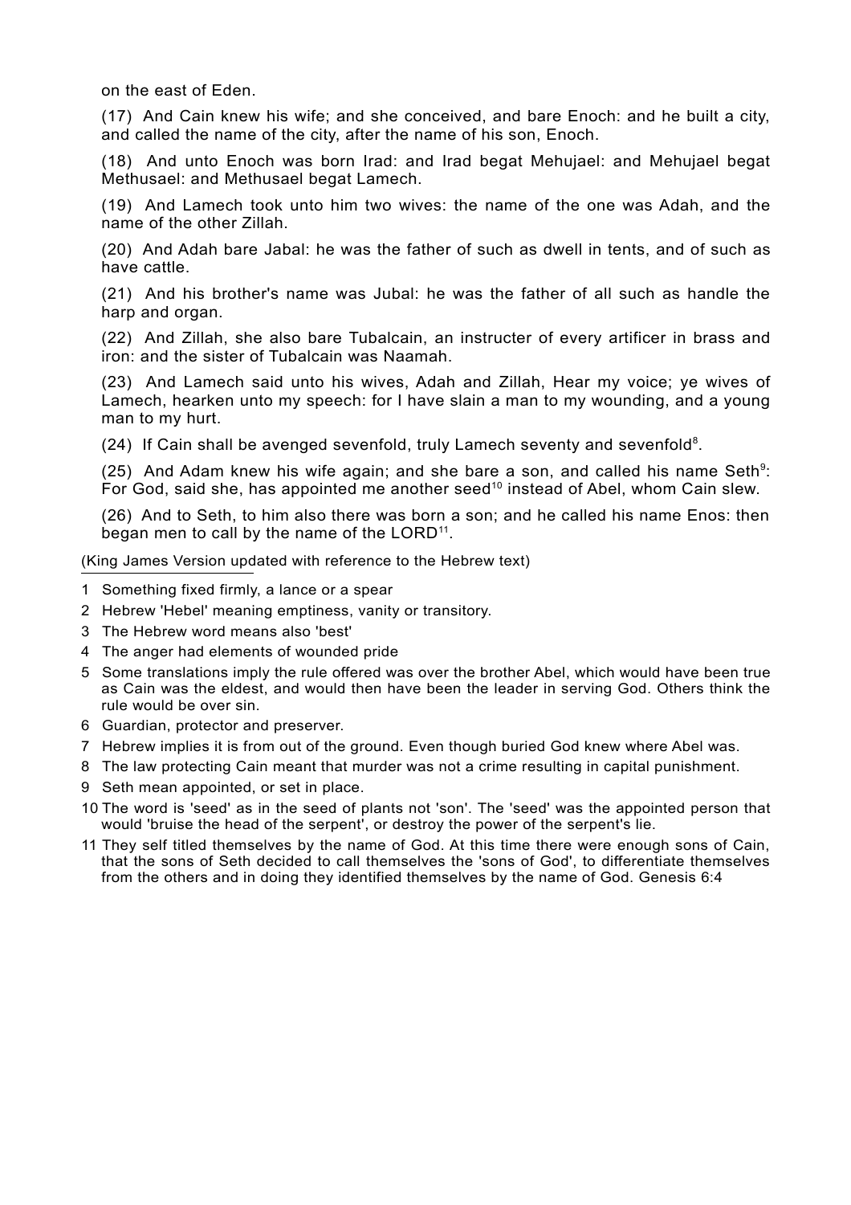on the east of Eden.

(17) And Cain knew his wife; and she conceived, and bare Enoch: and he built a city, and called the name of the city, after the name of his son, Enoch.

(18) And unto Enoch was born Irad: and Irad begat Mehujael: and Mehujael begat Methusael: and Methusael begat Lamech.

(19) And Lamech took unto him two wives: the name of the one was Adah, and the name of the other Zillah.

(20) And Adah bare Jabal: he was the father of such as dwell in tents, and of such as have cattle.

(21) And his brother's name was Jubal: he was the father of all such as handle the harp and organ.

(22) And Zillah, she also bare Tubalcain, an instructer of every artificer in brass and iron: and the sister of Tubalcain was Naamah.

(23) And Lamech said unto his wives, Adah and Zillah, Hear my voice; ye wives of Lamech, hearken unto my speech: for I have slain a man to my wounding, and a young man to my hurt.

(24) If Cain shall be avenged sevenfold, truly Lamech seventy and sevenfold[8].

(25) And Adam knew his wife again; and she bare a son, and called his name Seth[9]: For God, said she, has appointed me another seed[10] instead of Abel, whom Cain slew.

(26) And to Seth, to him also there was born a son; and he called his name Enos: then began men to call by the name of the LORD[11].

(King James Version updated with reference to the Hebrew text)

---

1 Something fixed firmly, a lance or a spear

2 Hebrew 'Hebel' meaning emptiness, vanity or transitory.

3 The Hebrew word means also 'best'

4 The anger had elements of wounded pride

5 Some translations imply the rule offered was over the brother Abel, which would have been true as Cain was the eldest, and would then have been the leader in serving God. Others think the rule would be over sin.

6 Guardian, protector and preserver.

7 Hebrew implies it is from out of the ground. Even though buried God knew where Abel was.

8 The law protecting Cain meant that murder was not a crime resulting in capital punishment.

9 Seth mean appointed, or set in place.

10 The word is 'seed' as in the seed of plants not 'son'. The 'seed' was the appointed person that would 'bruise the head of the serpent', or destroy the power of the serpent's lie.

11 They self titled themselves by the name of God. At this time there were enough sons of Cain, that the sons of Seth decided to call themselves the 'sons of God', to differentiate themselves from the others and in doing they identified themselves by the name of God. Genesis 6:4